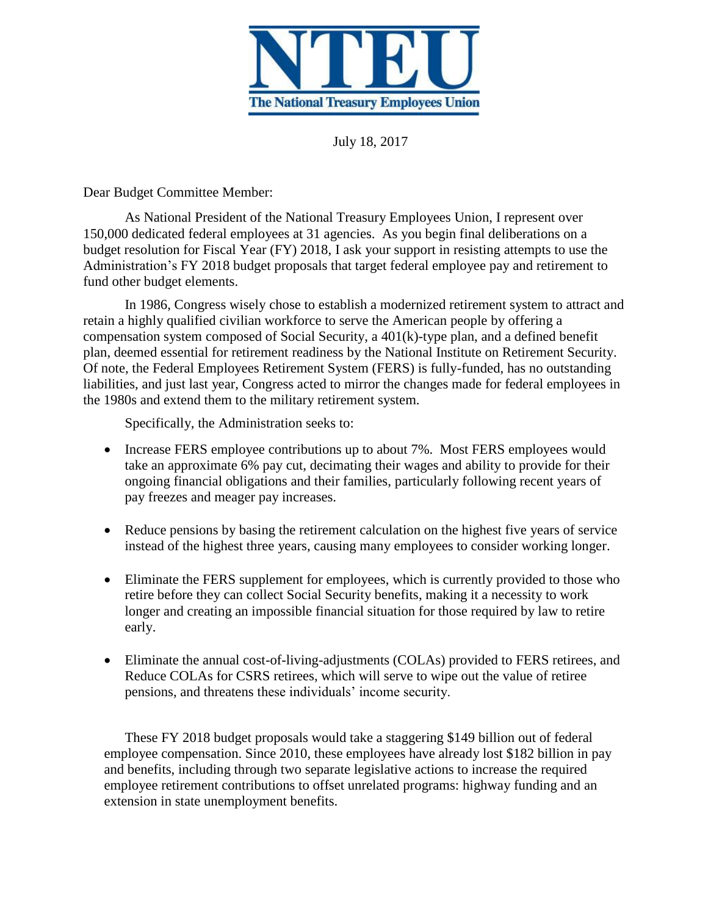**NTEU**

**The National Treasury Employees Union**

July 18, 2017

Dear Budget Committee Member:

As National President of the National Treasury Employees Union, I represent over 150,000 dedicated federal employees at 31 agencies. As you begin final deliberations on a budget resolution for Fiscal Year (FY) 2018, I ask your support in resisting attempts to use the Administration's FY 2018 budget proposals that target federal employee pay and retirement to fund other budget elements.

In 1986, Congress wisely chose to establish a modernized retirement system to attract and retain a highly qualified civilian workforce to serve the American people by offering a compensation system composed of Social Security, a 401(k)-type plan, and a defined benefit plan, deemed essential for retirement readiness by the National Institute on Retirement Security. Of note, the Federal Employees Retirement System (FERS) is fully-funded, has no outstanding liabilities, and just last year, Congress acted to mirror the changes made for federal employees in the 1980s and extend them to the military retirement system.

Specifically, the Administration seeks to:

- Increase FERS employee contributions up to about 7%. Most FERS employees would take an approximate 6% pay cut, decimating their wages and ability to provide for their ongoing financial obligations and their families, particularly following recent years of pay freezes and meager pay increases.
- Reduce pensions by basing the retirement calculation on the highest five years of service instead of the highest three years, causing many employees to consider working longer.
- Eliminate the FERS supplement for employees, which is currently provided to those who retire before they can collect Social Security benefits, making it a necessity to work longer and creating an impossible financial situation for those required by law to retire early.
- Eliminate the annual cost-of-living-adjustments (COLAs) provided to FERS retirees, and Reduce COLAs for CSRS retirees, which will serve to wipe out the value of retiree pensions, and threatens these individuals' income security.

These FY 2018 budget proposals would take a staggering $149 billion out of federal employee compensation. Since 2010, these employees have already lost $182 billion in pay and benefits, including through two separate legislative actions to increase the required employee retirement contributions to offset unrelated programs: highway funding and an extension in state unemployment benefits.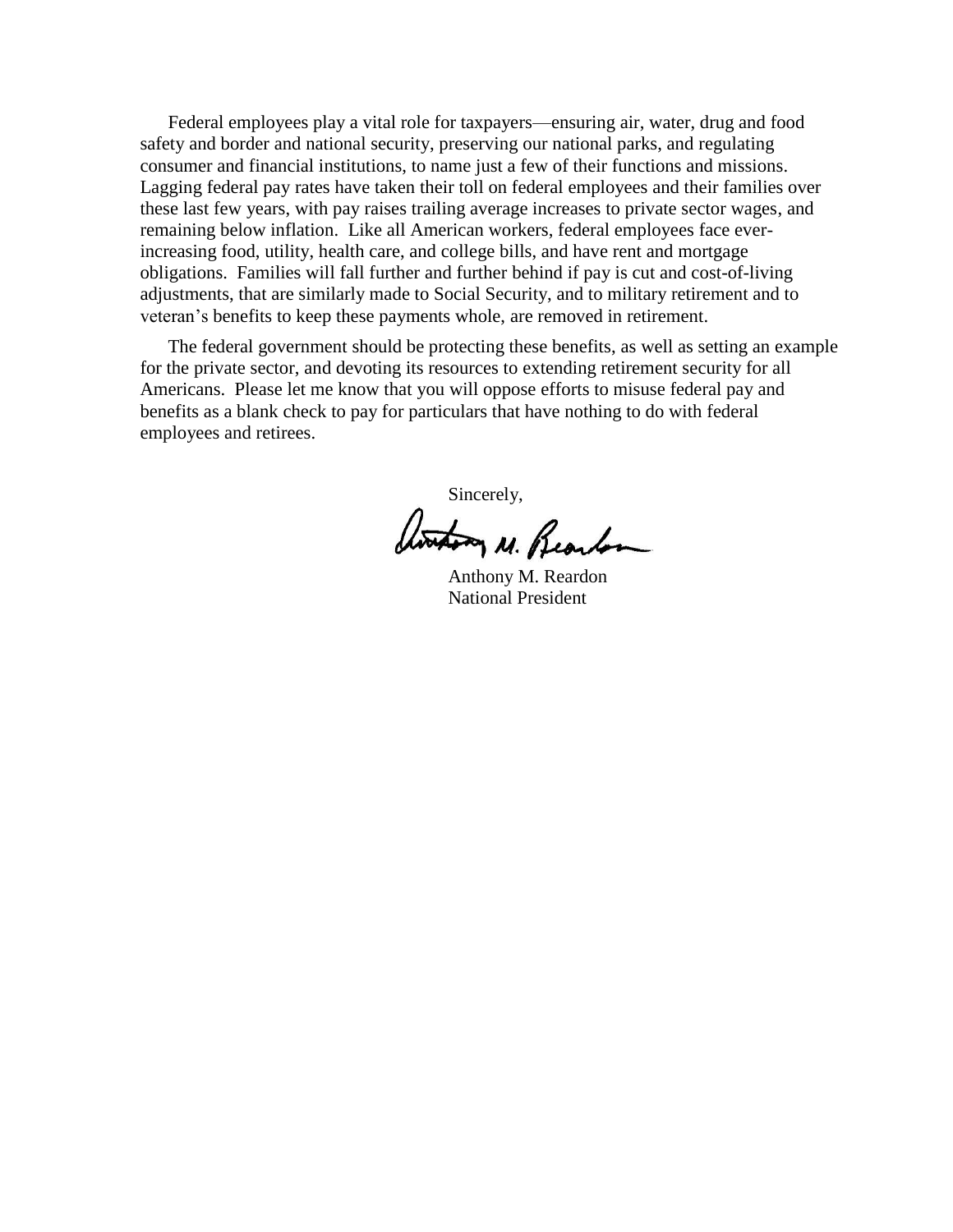Federal employees play a vital role for taxpayers—ensuring air, water, drug and food safety and border and national security, preserving our national parks, and regulating consumer and financial institutions, to name just a few of their functions and missions. Lagging federal pay rates have taken their toll on federal employees and their families over these last few years, with pay raises trailing average increases to private sector wages, and remaining below inflation. Like all American workers, federal employees face ever-increasing food, utility, health care, and college bills, and have rent and mortgage obligations. Families will fall further and further behind if pay is cut and cost-of-living adjustments, that are similarly made to Social Security, and to military retirement and to veteran's benefits to keep these payments whole, are removed in retirement.

The federal government should be protecting these benefits, as well as setting an example for the private sector, and devoting its resources to extending retirement security for all Americans. Please let me know that you will oppose efforts to misuse federal pay and benefits as a blank check to pay for particulars that have nothing to do with federal employees and retirees.

Sincerely,

Anthony M. Reardon
National President